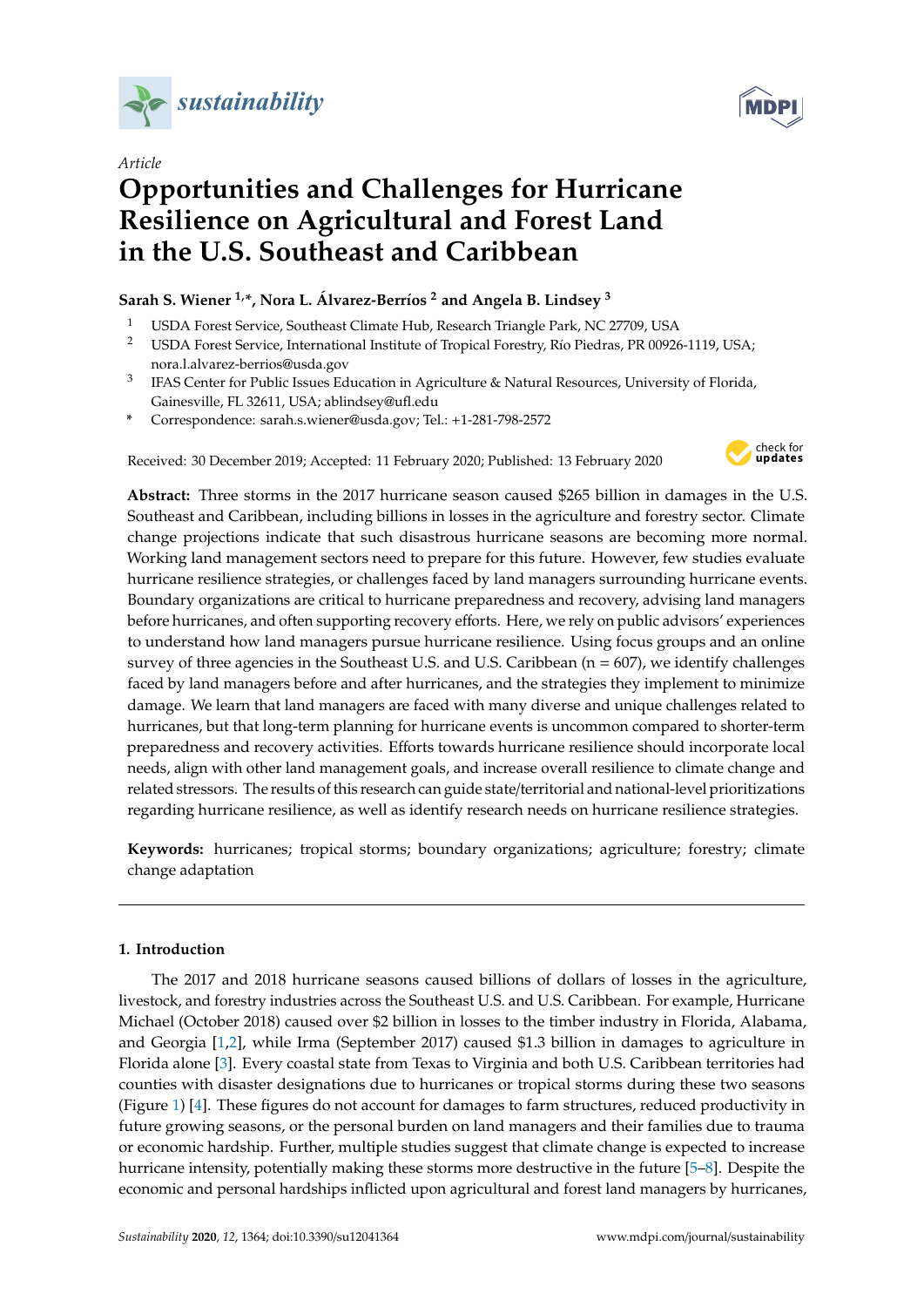*sustainability*

Article

# Opportunities and Challenges for Hurricane Resilience on Agricultural and Forest Land in the U.S. Southeast and Caribbean

**Sarah S. Wiener [1,*], Nora L. Álvarez-Berríos [2] and Angela B. Lindsey [3]**

1. USDA Forest Service, Southeast Climate Hub, Research Triangle Park, NC 27709, USA
2. USDA Forest Service, International Institute of Tropical Forestry, Río Piedras, PR 00926-1119, USA; nora.l.alvarez-berrios@usda.gov
3. IFAS Center for Public Issues Education in Agriculture & Natural Resources, University of Florida, Gainesville, FL 32611, USA; ablindsey@ufl.edu

\* Correspondence: sarah.s.wiener@usda.gov; Tel.: +1-281-798-2572

Received: 30 December 2019; Accepted: 11 February 2020; Published: 13 February 2020

**Abstract:** Three storms in the 2017 hurricane season caused $265 billion in damages in the U.S. Southeast and Caribbean, including billions in losses in the agriculture and forestry sector. Climate change projections indicate that such disastrous hurricane seasons are becoming more normal. Working land management sectors need to prepare for this future. However, few studies evaluate hurricane resilience strategies, or challenges faced by land managers surrounding hurricane events. Boundary organizations are critical to hurricane preparedness and recovery, advising land managers before hurricanes, and often supporting recovery efforts. Here, we rely on public advisors' experiences to understand how land managers pursue hurricane resilience. Using focus groups and an online survey of three agencies in the Southeast U.S. and U.S. Caribbean (n = 607), we identify challenges faced by land managers before and after hurricanes, and the strategies they implement to minimize damage. We learn that land managers are faced with many diverse and unique challenges related to hurricanes, but that long-term planning for hurricane events is uncommon compared to shorter-term preparedness and recovery activities. Efforts towards hurricane resilience should incorporate local needs, align with other land management goals, and increase overall resilience to climate change and related stressors. The results of this research can guide state/territorial and national-level prioritizations regarding hurricane resilience, as well as identify research needs on hurricane resilience strategies.

**Keywords:** hurricanes; tropical storms; boundary organizations; agriculture; forestry; climate change adaptation

## 1. Introduction

The 2017 and 2018 hurricane seasons caused billions of dollars of losses in the agriculture, livestock, and forestry industries across the Southeast U.S. and U.S. Caribbean. For example, Hurricane Michael (October 2018) caused over $2 billion in losses to the timber industry in Florida, Alabama, and Georgia [1,2], while Irma (September 2017) caused $1.3 billion in damages to agriculture in Florida alone [3]. Every coastal state from Texas to Virginia and both U.S. Caribbean territories had counties with disaster designations due to hurricanes or tropical storms during these two seasons (Figure 1) [4]. These figures do not account for damages to farm structures, reduced productivity in future growing seasons, or the personal burden on land managers and their families due to trauma or economic hardship. Further, multiple studies suggest that climate change is expected to increase hurricane intensity, potentially making these storms more destructive in the future [5–8]. Despite the economic and personal hardships inflicted upon agricultural and forest land managers by hurricanes,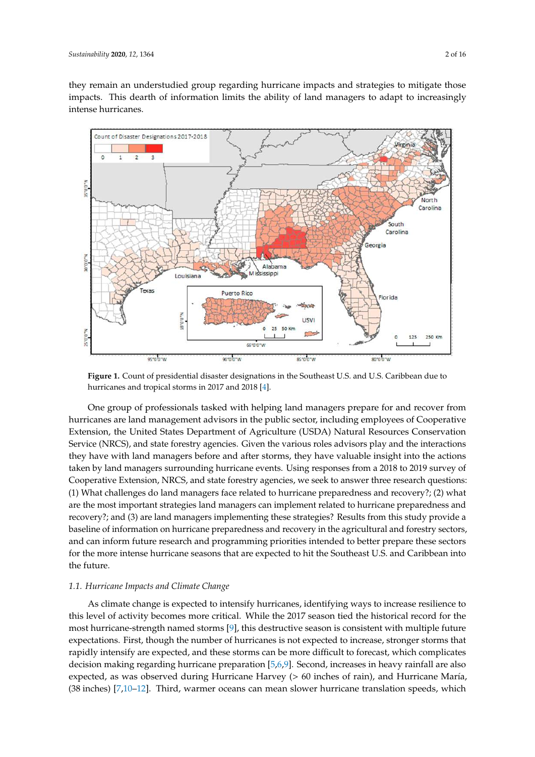they remain an understudied group regarding hurricane impacts and strategies to mitigate those impacts. This dearth of information limits the ability of land managers to adapt to increasingly intense hurricanes.

**Figure 1.** Count of presidential disaster designations in the Southeast U.S. and U.S. Caribbean due to hurricanes and tropical storms in 2017 and 2018 [4].

One group of professionals tasked with helping land managers prepare for and recover from hurricanes are land management advisors in the public sector, including employees of Cooperative Extension, the United States Department of Agriculture (USDA) Natural Resources Conservation Service (NRCS), and state forestry agencies. Given the various roles advisors play and the interactions they have with land managers before and after storms, they have valuable insight into the actions taken by land managers surrounding hurricane events. Using responses from a 2018 to 2019 survey of Cooperative Extension, NRCS, and state forestry agencies, we seek to answer three research questions: (1) What challenges do land managers face related to hurricane preparedness and recovery?; (2) what are the most important strategies land managers can implement related to hurricane preparedness and recovery?; and (3) are land managers implementing these strategies? Results from this study provide a baseline of information on hurricane preparedness and recovery in the agricultural and forestry sectors, and can inform future research and programming priorities intended to better prepare these sectors for the more intense hurricane seasons that are expected to hit the Southeast U.S. and Caribbean into the future.

### 1.1. Hurricane Impacts and Climate Change

As climate change is expected to intensify hurricanes, identifying ways to increase resilience to this level of activity becomes more critical. While the 2017 season tied the historical record for the most hurricane-strength named storms [9], this destructive season is consistent with multiple future expectations. First, though the number of hurricanes is not expected to increase, stronger storms that rapidly intensify are expected, and these storms can be more difficult to forecast, which complicates decision making regarding hurricane preparation [5,6,9]. Second, increases in heavy rainfall are also expected, as was observed during Hurricane Harvey (> 60 inches of rain), and Hurricane María, (38 inches) [7,10–12]. Third, warmer oceans can mean slower hurricane translation speeds, which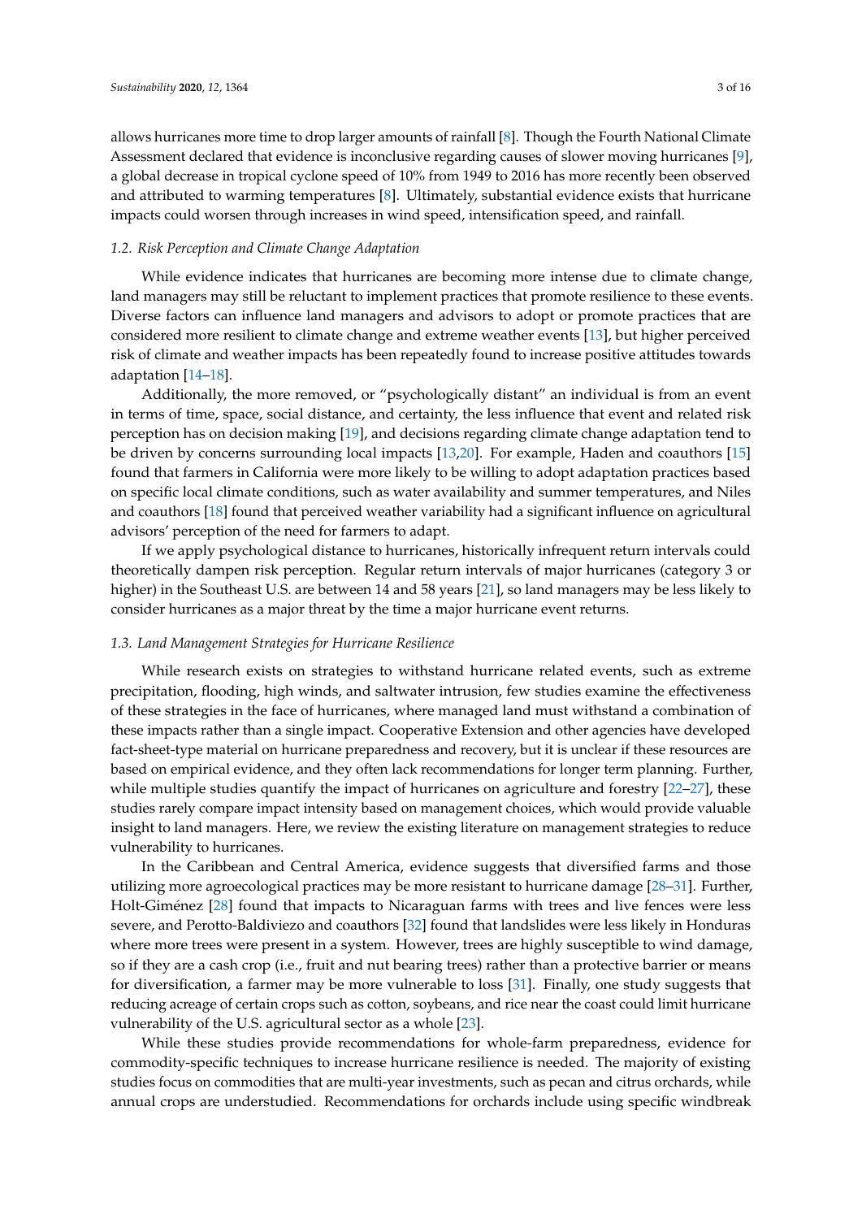allows hurricanes more time to drop larger amounts of rainfall [8]. Though the Fourth National Climate Assessment declared that evidence is inconclusive regarding causes of slower moving hurricanes [9], a global decrease in tropical cyclone speed of 10% from 1949 to 2016 has more recently been observed and attributed to warming temperatures [8]. Ultimately, substantial evidence exists that hurricane impacts could worsen through increases in wind speed, intensification speed, and rainfall.

### 1.2. Risk Perception and Climate Change Adaptation

While evidence indicates that hurricanes are becoming more intense due to climate change, land managers may still be reluctant to implement practices that promote resilience to these events. Diverse factors can influence land managers and advisors to adopt or promote practices that are considered more resilient to climate change and extreme weather events [13], but higher perceived risk of climate and weather impacts has been repeatedly found to increase positive attitudes towards adaptation [14–18].

Additionally, the more removed, or "psychologically distant" an individual is from an event in terms of time, space, social distance, and certainty, the less influence that event and related risk perception has on decision making [19], and decisions regarding climate change adaptation tend to be driven by concerns surrounding local impacts [13,20]. For example, Haden and coauthors [15] found that farmers in California were more likely to be willing to adopt adaptation practices based on specific local climate conditions, such as water availability and summer temperatures, and Niles and coauthors [18] found that perceived weather variability had a significant influence on agricultural advisors' perception of the need for farmers to adapt.

If we apply psychological distance to hurricanes, historically infrequent return intervals could theoretically dampen risk perception. Regular return intervals of major hurricanes (category 3 or higher) in the Southeast U.S. are between 14 and 58 years [21], so land managers may be less likely to consider hurricanes as a major threat by the time a major hurricane event returns.

### 1.3. Land Management Strategies for Hurricane Resilience

While research exists on strategies to withstand hurricane related events, such as extreme precipitation, flooding, high winds, and saltwater intrusion, few studies examine the effectiveness of these strategies in the face of hurricanes, where managed land must withstand a combination of these impacts rather than a single impact. Cooperative Extension and other agencies have developed fact-sheet-type material on hurricane preparedness and recovery, but it is unclear if these resources are based on empirical evidence, and they often lack recommendations for longer term planning. Further, while multiple studies quantify the impact of hurricanes on agriculture and forestry [22–27], these studies rarely compare impact intensity based on management choices, which would provide valuable insight to land managers. Here, we review the existing literature on management strategies to reduce vulnerability to hurricanes.

In the Caribbean and Central America, evidence suggests that diversified farms and those utilizing more agroecological practices may be more resistant to hurricane damage [28–31]. Further, Holt-Giménez [28] found that impacts to Nicaraguan farms with trees and live fences were less severe, and Perotto-Baldiviezo and coauthors [32] found that landslides were less likely in Honduras where more trees were present in a system. However, trees are highly susceptible to wind damage, so if they are a cash crop (i.e., fruit and nut bearing trees) rather than a protective barrier or means for diversification, a farmer may be more vulnerable to loss [31]. Finally, one study suggests that reducing acreage of certain crops such as cotton, soybeans, and rice near the coast could limit hurricane vulnerability of the U.S. agricultural sector as a whole [23].

While these studies provide recommendations for whole-farm preparedness, evidence for commodity-specific techniques to increase hurricane resilience is needed. The majority of existing studies focus on commodities that are multi-year investments, such as pecan and citrus orchards, while annual crops are understudied. Recommendations for orchards include using specific windbreak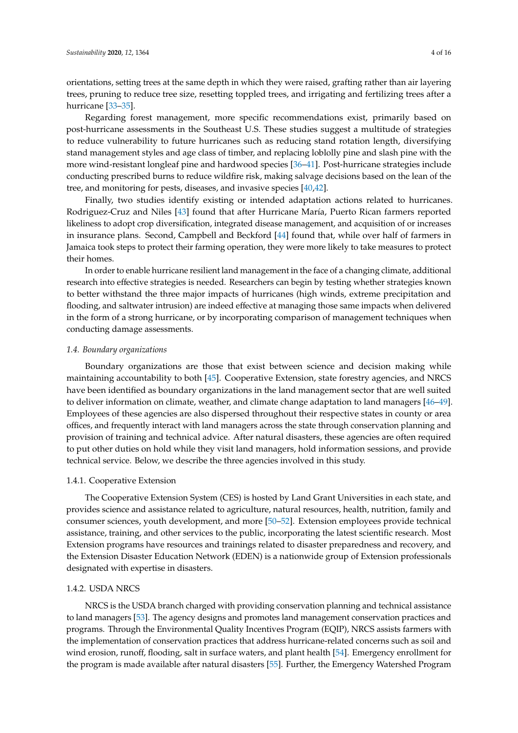orientations, setting trees at the same depth in which they were raised, grafting rather than air layering trees, pruning to reduce tree size, resetting toppled trees, and irrigating and fertilizing trees after a hurricane [33–35].

Regarding forest management, more specific recommendations exist, primarily based on post-hurricane assessments in the Southeast U.S. These studies suggest a multitude of strategies to reduce vulnerability to future hurricanes such as reducing stand rotation length, diversifying stand management styles and age class of timber, and replacing loblolly pine and slash pine with the more wind-resistant longleaf pine and hardwood species [36–41]. Post-hurricane strategies include conducting prescribed burns to reduce wildfire risk, making salvage decisions based on the lean of the tree, and monitoring for pests, diseases, and invasive species [40,42].

Finally, two studies identify existing or intended adaptation actions related to hurricanes. Rodriguez-Cruz and Niles [43] found that after Hurricane María, Puerto Rican farmers reported likeliness to adopt crop diversification, integrated disease management, and acquisition of or increases in insurance plans. Second, Campbell and Beckford [44] found that, while over half of farmers in Jamaica took steps to protect their farming operation, they were more likely to take measures to protect their homes.

In order to enable hurricane resilient land management in the face of a changing climate, additional research into effective strategies is needed. Researchers can begin by testing whether strategies known to better withstand the three major impacts of hurricanes (high winds, extreme precipitation and flooding, and saltwater intrusion) are indeed effective at managing those same impacts when delivered in the form of a strong hurricane, or by incorporating comparison of management techniques when conducting damage assessments.

### *1.4. Boundary organizations*

Boundary organizations are those that exist between science and decision making while maintaining accountability to both [45]. Cooperative Extension, state forestry agencies, and NRCS have been identified as boundary organizations in the land management sector that are well suited to deliver information on climate, weather, and climate change adaptation to land managers [46–49]. Employees of these agencies are also dispersed throughout their respective states in county or area offices, and frequently interact with land managers across the state through conservation planning and provision of training and technical advice. After natural disasters, these agencies are often required to put other duties on hold while they visit land managers, hold information sessions, and provide technical service. Below, we describe the three agencies involved in this study.

#### 1.4.1. Cooperative Extension

The Cooperative Extension System (CES) is hosted by Land Grant Universities in each state, and provides science and assistance related to agriculture, natural resources, health, nutrition, family and consumer sciences, youth development, and more [50–52]. Extension employees provide technical assistance, training, and other services to the public, incorporating the latest scientific research. Most Extension programs have resources and trainings related to disaster preparedness and recovery, and the Extension Disaster Education Network (EDEN) is a nationwide group of Extension professionals designated with expertise in disasters.

#### 1.4.2. USDA NRCS

NRCS is the USDA branch charged with providing conservation planning and technical assistance to land managers [53]. The agency designs and promotes land management conservation practices and programs. Through the Environmental Quality Incentives Program (EQIP), NRCS assists farmers with the implementation of conservation practices that address hurricane-related concerns such as soil and wind erosion, runoff, flooding, salt in surface waters, and plant health [54]. Emergency enrollment for the program is made available after natural disasters [55]. Further, the Emergency Watershed Program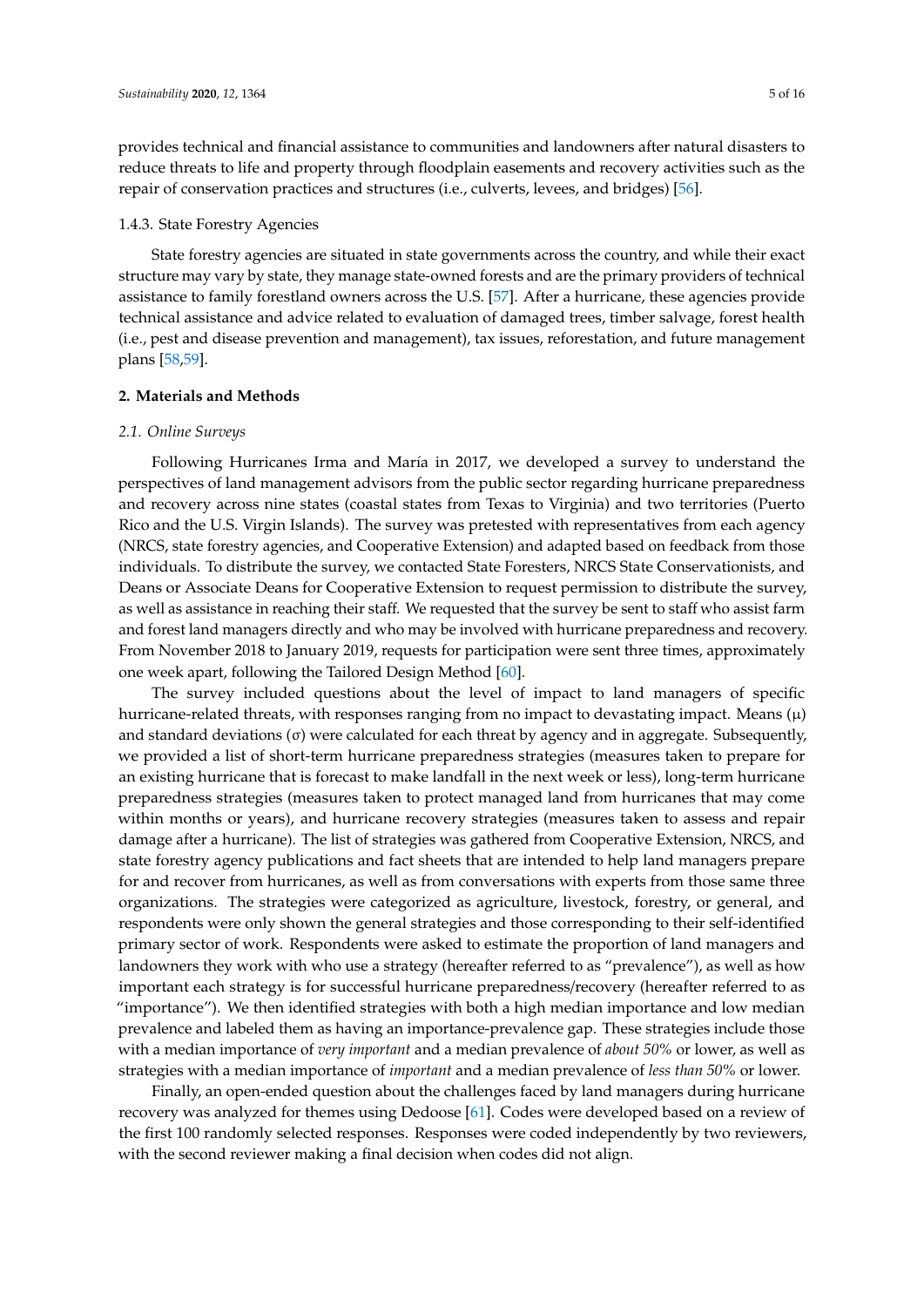provides technical and financial assistance to communities and landowners after natural disasters to reduce threats to life and property through floodplain easements and recovery activities such as the repair of conservation practices and structures (i.e., culverts, levees, and bridges) [56].

#### 1.4.3. State Forestry Agencies

State forestry agencies are situated in state governments across the country, and while their exact structure may vary by state, they manage state-owned forests and are the primary providers of technical assistance to family forestland owners across the U.S. [57]. After a hurricane, these agencies provide technical assistance and advice related to evaluation of damaged trees, timber salvage, forest health (i.e., pest and disease prevention and management), tax issues, reforestation, and future management plans [58,59].

## 2. Materials and Methods

### *2.1. Online Surveys*

Following Hurricanes Irma and María in 2017, we developed a survey to understand the perspectives of land management advisors from the public sector regarding hurricane preparedness and recovery across nine states (coastal states from Texas to Virginia) and two territories (Puerto Rico and the U.S. Virgin Islands). The survey was pretested with representatives from each agency (NRCS, state forestry agencies, and Cooperative Extension) and adapted based on feedback from those individuals. To distribute the survey, we contacted State Foresters, NRCS State Conservationists, and Deans or Associate Deans for Cooperative Extension to request permission to distribute the survey, as well as assistance in reaching their staff. We requested that the survey be sent to staff who assist farm and forest land managers directly and who may be involved with hurricane preparedness and recovery. From November 2018 to January 2019, requests for participation were sent three times, approximately one week apart, following the Tailored Design Method [60].

The survey included questions about the level of impact to land managers of specific hurricane-related threats, with responses ranging from no impact to devastating impact. Means ($\mu$) and standard deviations ($\sigma$) were calculated for each threat by agency and in aggregate. Subsequently, we provided a list of short-term hurricane preparedness strategies (measures taken to prepare for an existing hurricane that is forecast to make landfall in the next week or less), long-term hurricane preparedness strategies (measures taken to protect managed land from hurricanes that may come within months or years), and hurricane recovery strategies (measures taken to assess and repair damage after a hurricane). The list of strategies was gathered from Cooperative Extension, NRCS, and state forestry agency publications and fact sheets that are intended to help land managers prepare for and recover from hurricanes, as well as from conversations with experts from those same three organizations. The strategies were categorized as agriculture, livestock, forestry, or general, and respondents were only shown the general strategies and those corresponding to their self-identified primary sector of work. Respondents were asked to estimate the proportion of land managers and landowners they work with who use a strategy (hereafter referred to as "prevalence"), as well as how important each strategy is for successful hurricane preparedness/recovery (hereafter referred to as "importance"). We then identified strategies with both a high median importance and low median prevalence and labeled them as having an importance-prevalence gap. These strategies include those with a median importance of *very important* and a median prevalence of *about 50%* or lower, as well as strategies with a median importance of *important* and a median prevalence of *less than 50%* or lower.

Finally, an open-ended question about the challenges faced by land managers during hurricane recovery was analyzed for themes using Dedoose [61]. Codes were developed based on a review of the first 100 randomly selected responses. Responses were coded independently by two reviewers, with the second reviewer making a final decision when codes did not align.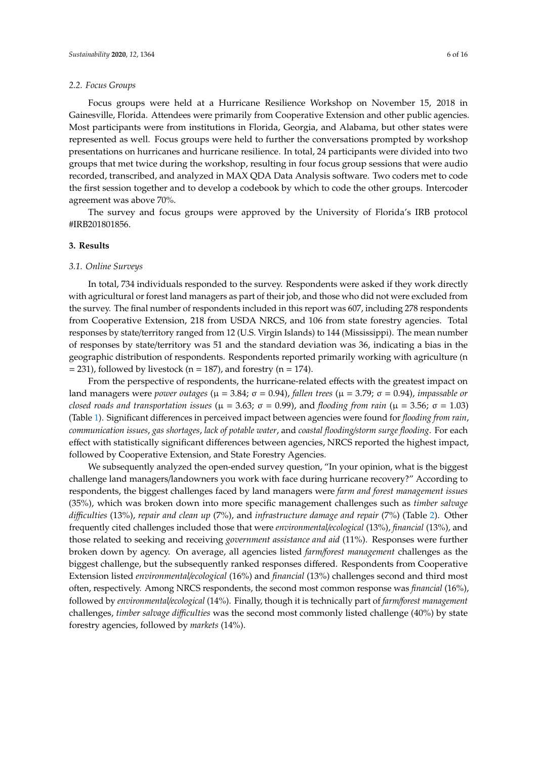### 2.2. Focus Groups

Focus groups were held at a Hurricane Resilience Workshop on November 15, 2018 in Gainesville, Florida. Attendees were primarily from Cooperative Extension and other public agencies. Most participants were from institutions in Florida, Georgia, and Alabama, but other states were represented as well. Focus groups were held to further the conversations prompted by workshop presentations on hurricanes and hurricane resilience. In total, 24 participants were divided into two groups that met twice during the workshop, resulting in four focus group sessions that were audio recorded, transcribed, and analyzed in MAX QDA Data Analysis software. Two coders met to code the first session together and to develop a codebook by which to code the other groups. Intercoder agreement was above 70%.

The survey and focus groups were approved by the University of Florida's IRB protocol #IRB201801856.

## 3. Results

### 3.1. Online Surveys

In total, 734 individuals responded to the survey. Respondents were asked if they work directly with agricultural or forest land managers as part of their job, and those who did not were excluded from the survey. The final number of respondents included in this report was 607, including 278 respondents from Cooperative Extension, 218 from USDA NRCS, and 106 from state forestry agencies. Total responses by state/territory ranged from 12 (U.S. Virgin Islands) to 144 (Mississippi). The mean number of responses by state/territory was 51 and the standard deviation was 36, indicating a bias in the geographic distribution of respondents. Respondents reported primarily working with agriculture ($n = 231$), followed by livestock ($n = 187$), and forestry ($n = 174$).

From the perspective of respondents, the hurricane-related effects with the greatest impact on land managers were *power outages* ($\mu = 3.84$; $\sigma = 0.94$), *fallen trees* ($\mu = 3.79$; $\sigma = 0.94$), *impassable or closed roads and transportation issues* ($\mu = 3.63$; $\sigma = 0.99$), and *flooding from rain* ($\mu = 3.56$; $\sigma = 1.03$) (Table 1). Significant differences in perceived impact between agencies were found for *flooding from rain*, *communication issues*, *gas shortages*, *lack of potable water*, and *coastal flooding/storm surge flooding*. For each effect with statistically significant differences between agencies, NRCS reported the highest impact, followed by Cooperative Extension, and State Forestry Agencies.

We subsequently analyzed the open-ended survey question, "In your opinion, what is the biggest challenge land managers/landowners you work with face during hurricane recovery?" According to respondents, the biggest challenges faced by land managers were *farm and forest management issues* (35%), which was broken down into more specific management challenges such as *timber salvage difficulties* (13%), *repair and clean up* (7%), and *infrastructure damage and repair* (7%) (Table 2). Other frequently cited challenges included those that were *environmental/ecological* (13%), *financial* (13%), and those related to seeking and receiving *government assistance and aid* (11%). Responses were further broken down by agency. On average, all agencies listed *farm/forest management* challenges as the biggest challenge, but the subsequently ranked responses differed. Respondents from Cooperative Extension listed *environmental/ecological* (16%) and *financial* (13%) challenges second and third most often, respectively. Among NRCS respondents, the second most common response was *financial* (16%), followed by *environmental/ecological* (14%). Finally, though it is technically part of *farm/forest management* challenges, *timber salvage difficulties* was the second most commonly listed challenge (40%) by state forestry agencies, followed by *markets* (14%).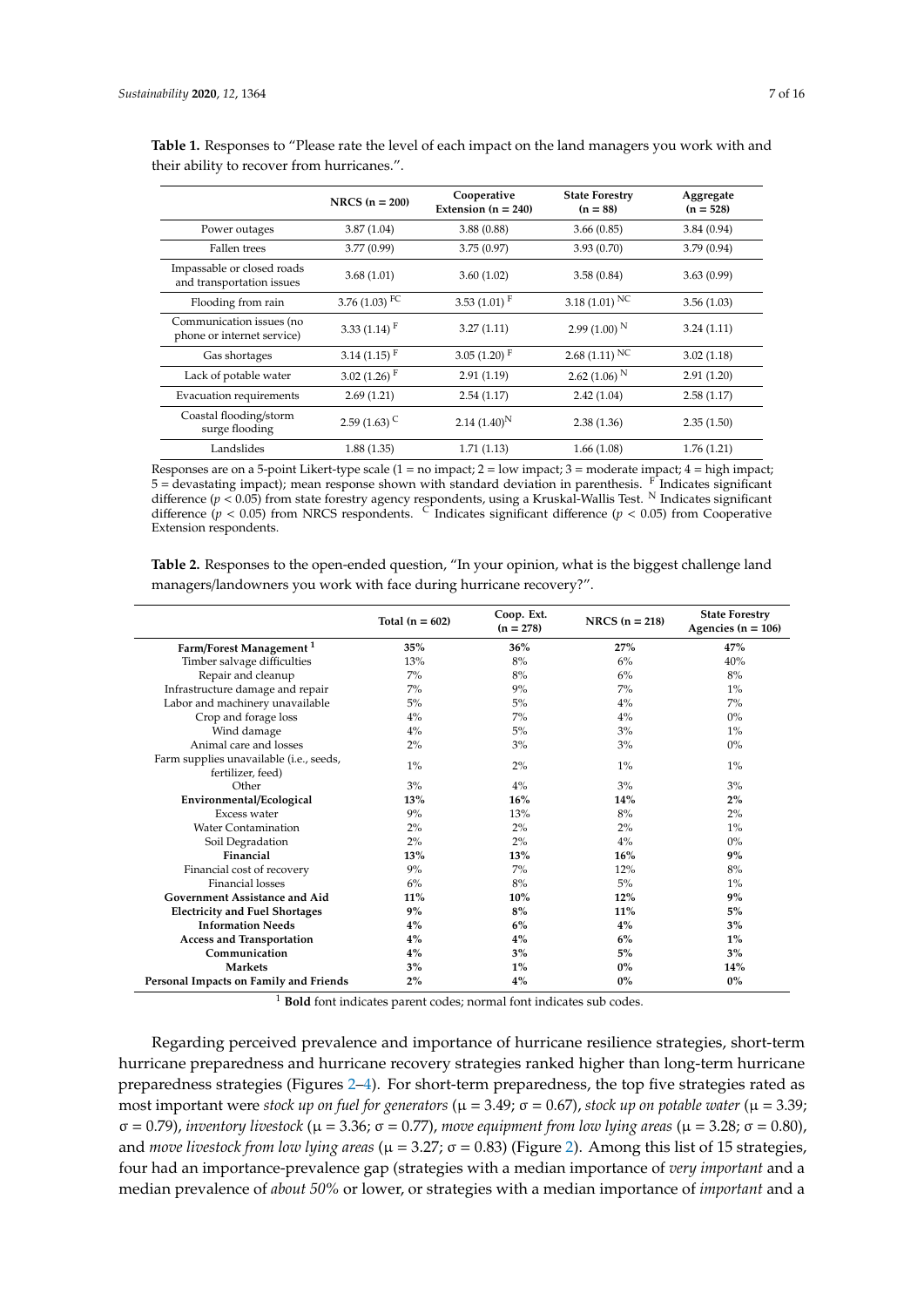**Table 1.** Responses to "Please rate the level of each impact on the land managers you work with and their ability to recover from hurricanes.".

| | NRCS (n = 200) | Cooperative Extension (n = 240) | State Forestry (n = 88) | Aggregate (n = 528) |
|---|---|---|---|---|
| Power outages | 3.87 (1.04) | 3.88 (0.88) | 3.66 (0.85) | 3.84 (0.94) |
| Fallen trees | 3.77 (0.99) | 3.75 (0.97) | 3.93 (0.70) | 3.79 (0.94) |
| Impassable or closed roads and transportation issues | 3.68 (1.01) | 3.60 (1.02) | 3.58 (0.84) | 3.63 (0.99) |
| Flooding from rain | 3.76 (1.03) [FC] | 3.53 (1.01) [F] | 3.18 (1.01) [NC] | 3.56 (1.03) |
| Communication issues (no phone or internet service) | 3.33 (1.14) [F] | 3.27 (1.11) | 2.99 (1.00) [N] | 3.24 (1.11) |
| Gas shortages | 3.14 (1.15) [F] | 3.05 (1.20) [F] | 2.68 (1.11) [NC] | 3.02 (1.18) |
| Lack of potable water | 3.02 (1.26) [F] | 2.91 (1.19) | 2.62 (1.06) [N] | 2.91 (1.20) |
| Evacuation requirements | 2.69 (1.21) | 2.54 (1.17) | 2.42 (1.04) | 2.58 (1.17) |
| Coastal flooding/storm surge flooding | 2.59 (1.63) [C] | 2.14 (1.40) [N] | 2.38 (1.36) | 2.35 (1.50) |
| Landslides | 1.88 (1.35) | 1.71 (1.13) | 1.66 (1.08) | 1.76 (1.21) |

Responses are on a 5-point Likert-type scale (1 = no impact; 2 = low impact; 3 = moderate impact; 4 = high impact; 5 = devastating impact); mean response shown with standard deviation in parenthesis. [F] Indicates significant difference ($p < 0.05$) from state forestry agency respondents, using a Kruskal-Wallis Test. [N] Indicates significant difference ($p < 0.05$) from NRCS respondents. [C] Indicates significant difference ($p < 0.05$) from Cooperative Extension respondents.

**Table 2.** Responses to the open-ended question, "In your opinion, what is the biggest challenge land managers/landowners you work with face during hurricane recovery?".

| | Total (n = 602) | Coop. Ext. (n = 278) | NRCS (n = 218) | State Forestry Agencies (n = 106) |
|---|---|---|---|---|
| **Farm/Forest Management** [1] | **35%** | **36%** | **27%** | **47%** |
| Timber salvage difficulties | 13% | 8% | 6% | 40% |
| Repair and cleanup | 7% | 8% | 6% | 8% |
| Infrastructure damage and repair | 7% | 9% | 7% | 1% |
| Labor and machinery unavailable | 5% | 5% | 4% | 7% |
| Crop and forage loss | 4% | 7% | 4% | 0% |
| Wind damage | 4% | 5% | 3% | 1% |
| Animal care and losses | 2% | 3% | 3% | 0% |
| Farm supplies unavailable (i.e., seeds, fertilizer, feed) | 1% | 2% | 1% | 1% |
| Other | 3% | 4% | 3% | 3% |
| **Environmental/Ecological** | **13%** | **16%** | **14%** | **2%** |
| Excess water | 9% | 13% | 8% | 2% |
| Water Contamination | 2% | 2% | 2% | 1% |
| Soil Degradation | 2% | 2% | 4% | 0% |
| **Financial** | **13%** | **13%** | **16%** | **9%** |
| Financial cost of recovery | 9% | 7% | 12% | 8% |
| Financial losses | 6% | 8% | 5% | 1% |
| **Government Assistance and Aid** | **11%** | **10%** | **12%** | **9%** |
| **Electricity and Fuel Shortages** | **9%** | **8%** | **11%** | **5%** |
| **Information Needs** | **4%** | **6%** | **4%** | **3%** |
| **Access and Transportation** | **4%** | **4%** | **6%** | **1%** |
| **Communication** | **4%** | **3%** | **5%** | **3%** |
| **Markets** | **3%** | **1%** | **0%** | **14%** |
| **Personal Impacts on Family and Friends** | **2%** | **4%** | **0%** | **0%** |

[1] **Bold** font indicates parent codes; normal font indicates sub codes.

Regarding perceived prevalence and importance of hurricane resilience strategies, short-term hurricane preparedness and hurricane recovery strategies ranked higher than long-term hurricane preparedness strategies (Figures 2–4). For short-term preparedness, the top five strategies rated as most important were *stock up on fuel for generators* ($\mu = 3.49$; $\sigma = 0.67$), *stock up on potable water* ($\mu = 3.39$; $\sigma = 0.79$), *inventory livestock* ($\mu = 3.36$; $\sigma = 0.77$), *move equipment from low lying areas* ($\mu = 3.28$; $\sigma = 0.80$), and *move livestock from low lying areas* ($\mu = 3.27$; $\sigma = 0.83$) (Figure 2). Among this list of 15 strategies, four had an importance-prevalence gap (strategies with a median importance of *very important* and a median prevalence of *about 50%* or lower, or strategies with a median importance of *important* and a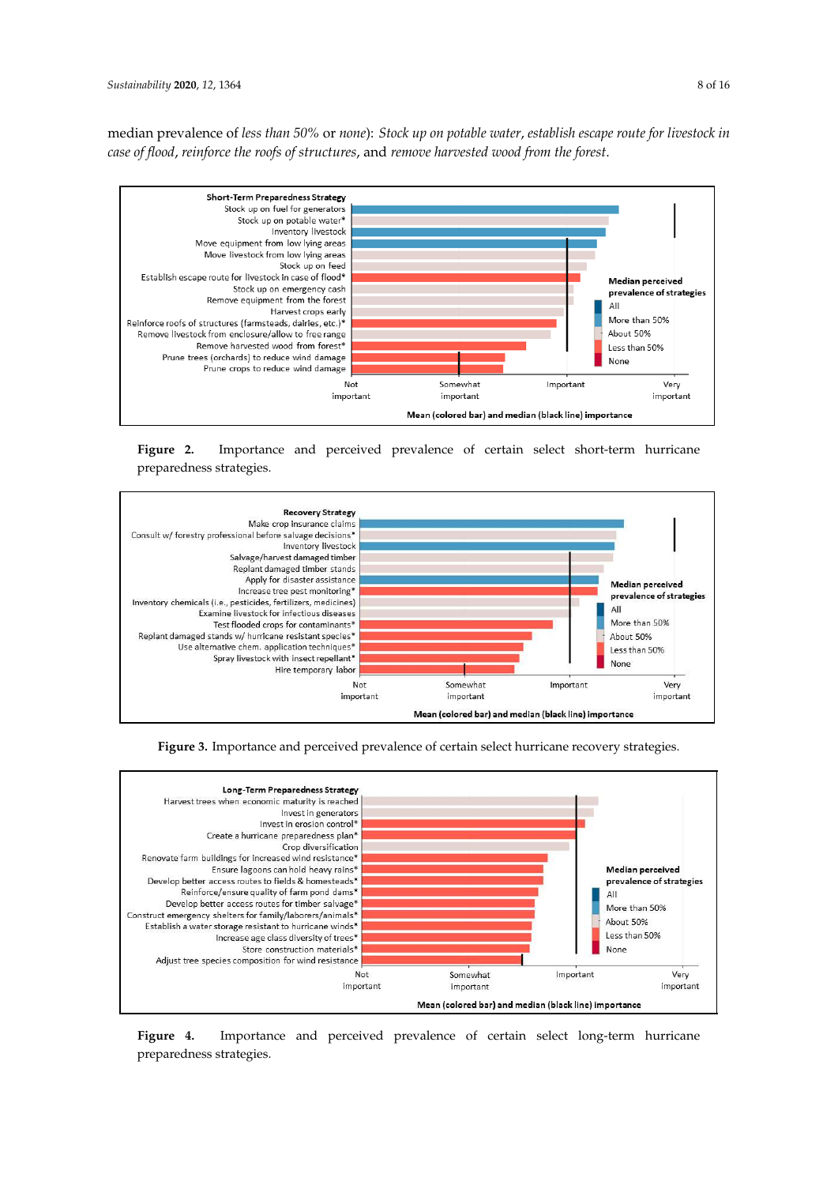median prevalence of *less than 50%* or *none*): *Stock up on potable water*, *establish escape route for livestock in case of flood*, *reinforce the roofs of structures*, and *remove harvested wood from the forest*.

**Figure 2.** Importance and perceived prevalence of certain select short-term hurricane preparedness strategies.

**Figure 3.** Importance and perceived prevalence of certain select hurricane recovery strategies.

**Figure 4.** Importance and perceived prevalence of certain select long-term hurricane preparedness strategies.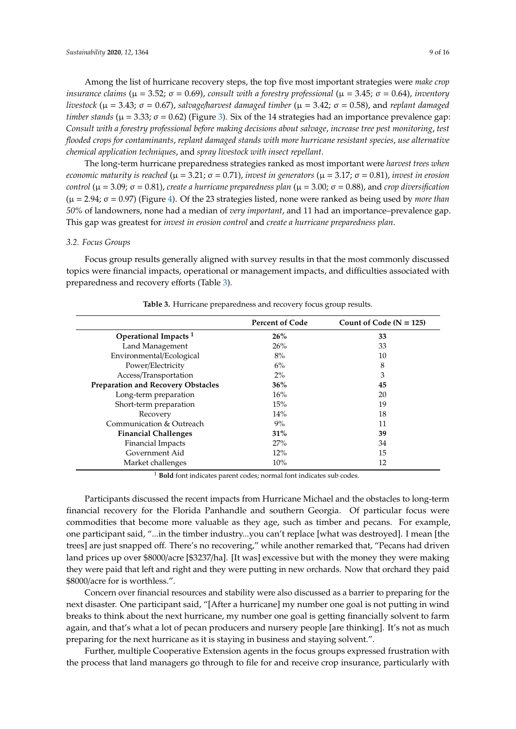Among the list of hurricane recovery steps, the top five most important strategies were *make crop insurance claims* ($\mu = 3.52$; $\sigma = 0.69$), *consult with a forestry professional* ($\mu = 3.45$; $\sigma = 0.64$), *inventory livestock* ($\mu = 3.43$; $\sigma = 0.67$), *salvage/harvest damaged timber* ($\mu = 3.42$; $\sigma = 0.58$), and *replant damaged timber stands* ($\mu = 3.33$; $\sigma = 0.62$) (Figure 3). Six of the 14 strategies had an importance prevalence gap: *Consult with a forestry professional before making decisions about salvage*, *increase tree pest monitoring*, *test flooded crops for contaminants*, *replant damaged stands with more hurricane resistant species*, *use alternative chemical application techniques*, and *spray livestock with insect repellant*.

The long-term hurricane preparedness strategies ranked as most important were *harvest trees when economic maturity is reached* ($\mu = 3.21$; $\sigma = 0.71$), *invest in generators* ($\mu = 3.17$; $\sigma = 0.81$), *invest in erosion control* ($\mu = 3.09$; $\sigma = 0.81$), *create a hurricane preparedness plan* ($\mu = 3.00$; $\sigma = 0.88$), and *crop diversification* ($\mu = 2.94$; $\sigma = 0.97$) (Figure 4). Of the 23 strategies listed, none were ranked as being used by *more than 50%* of landowners, none had a median of *very important*, and 11 had an importance–prevalence gap. This gap was greatest for *invest in erosion control* and *create a hurricane preparedness plan*.

### 3.2. Focus Groups

Focus group results generally aligned with survey results in that the most commonly discussed topics were financial impacts, operational or management impacts, and difficulties associated with preparedness and recovery efforts (Table 3).

**Table 3.** Hurricane preparedness and recovery focus group results.

| | Percent of Code | Count of Code (N = 125) |
|---|---|---|
| **Operational Impacts** [1] | **26%** | **33** |
| Land Management | 26% | 33 |
| Environmental/Ecological | 8% | 10 |
| Power/Electricity | 6% | 8 |
| Access/Transportation | 2% | 3 |
| **Preparation and Recovery Obstacles** | **36%** | **45** |
| Long-term preparation | 16% | 20 |
| Short-term preparation | 15% | 19 |
| Recovery | 14% | 18 |
| Communication & Outreach | 9% | 11 |
| **Financial Challenges** | **31%** | **39** |
| Financial Impacts | 27% | 34 |
| Government Aid | 12% | 15 |
| Market challenges | 10% | 12 |

[1] **Bold** font indicates parent codes; normal font indicates sub codes.

Participants discussed the recent impacts from Hurricane Michael and the obstacles to long-term financial recovery for the Florida Panhandle and southern Georgia. Of particular focus were commodities that become more valuable as they age, such as timber and pecans. For example, one participant said, "...in the timber industry...you can't replace [what was destroyed]. I mean [the trees] are just snapped off. There's no recovering," while another remarked that, "Pecans had driven land prices up over $8000/acre [$3237/ha]. [It was] excessive but with the money they were making they were paid that left and right and they were putting in new orchards. Now that orchard they paid $8000/acre for is worthless.".

Concern over financial resources and stability were also discussed as a barrier to preparing for the next disaster. One participant said, "[After a hurricane] my number one goal is not putting in wind breaks to think about the next hurricane, my number one goal is getting financially solvent to farm again, and that's what a lot of pecan producers and nursery people [are thinking]. It's not as much preparing for the next hurricane as it is staying in business and staying solvent.".

Further, multiple Cooperative Extension agents in the focus groups expressed frustration with the process that land managers go through to file for and receive crop insurance, particularly with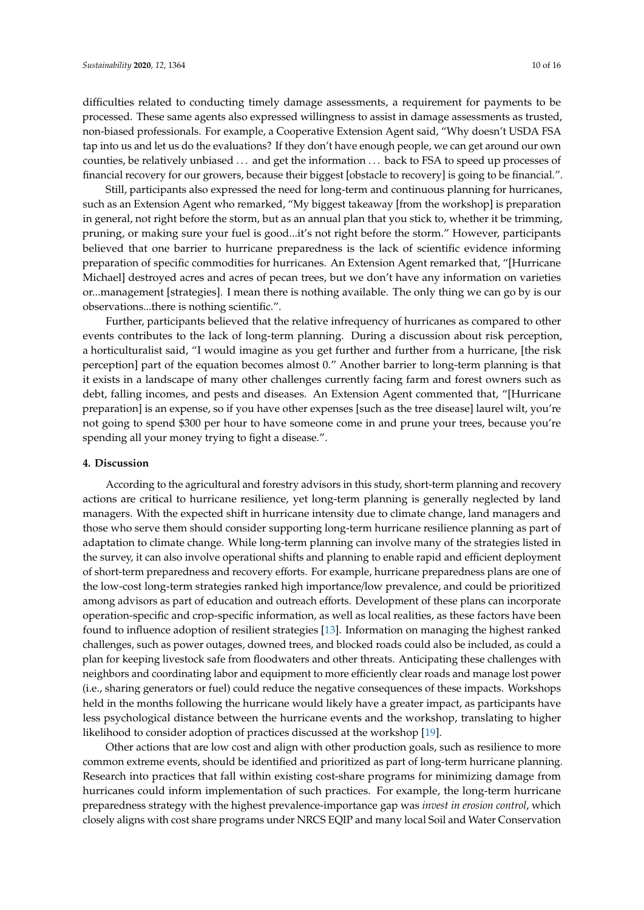difficulties related to conducting timely damage assessments, a requirement for payments to be processed. These same agents also expressed willingness to assist in damage assessments as trusted, non-biased professionals. For example, a Cooperative Extension Agent said, "Why doesn't USDA FSA tap into us and let us do the evaluations? If they don't have enough people, we can get around our own counties, be relatively unbiased ... and get the information ... back to FSA to speed up processes of financial recovery for our growers, because their biggest [obstacle to recovery] is going to be financial.".

Still, participants also expressed the need for long-term and continuous planning for hurricanes, such as an Extension Agent who remarked, "My biggest takeaway [from the workshop] is preparation in general, not right before the storm, but as an annual plan that you stick to, whether it be trimming, pruning, or making sure your fuel is good...it's not right before the storm." However, participants believed that one barrier to hurricane preparedness is the lack of scientific evidence informing preparation of specific commodities for hurricanes. An Extension Agent remarked that, "[Hurricane Michael] destroyed acres and acres of pecan trees, but we don't have any information on varieties or...management [strategies]. I mean there is nothing available. The only thing we can go by is our observations...there is nothing scientific.".

Further, participants believed that the relative infrequency of hurricanes as compared to other events contributes to the lack of long-term planning. During a discussion about risk perception, a horticulturalist said, "I would imagine as you get further and further from a hurricane, [the risk perception] part of the equation becomes almost 0." Another barrier to long-term planning is that it exists in a landscape of many other challenges currently facing farm and forest owners such as debt, falling incomes, and pests and diseases. An Extension Agent commented that, "[Hurricane preparation] is an expense, so if you have other expenses [such as the tree disease] laurel wilt, you're not going to spend $300 per hour to have someone come in and prune your trees, because you're spending all your money trying to fight a disease.".

## 4. Discussion

According to the agricultural and forestry advisors in this study, short-term planning and recovery actions are critical to hurricane resilience, yet long-term planning is generally neglected by land managers. With the expected shift in hurricane intensity due to climate change, land managers and those who serve them should consider supporting long-term hurricane resilience planning as part of adaptation to climate change. While long-term planning can involve many of the strategies listed in the survey, it can also involve operational shifts and planning to enable rapid and efficient deployment of short-term preparedness and recovery efforts. For example, hurricane preparedness plans are one of the low-cost long-term strategies ranked high importance/low prevalence, and could be prioritized among advisors as part of education and outreach efforts. Development of these plans can incorporate operation-specific and crop-specific information, as well as local realities, as these factors have been found to influence adoption of resilient strategies [13]. Information on managing the highest ranked challenges, such as power outages, downed trees, and blocked roads could also be included, as could a plan for keeping livestock safe from floodwaters and other threats. Anticipating these challenges with neighbors and coordinating labor and equipment to more efficiently clear roads and manage lost power (i.e., sharing generators or fuel) could reduce the negative consequences of these impacts. Workshops held in the months following the hurricane would likely have a greater impact, as participants have less psychological distance between the hurricane events and the workshop, translating to higher likelihood to consider adoption of practices discussed at the workshop [19].

Other actions that are low cost and align with other production goals, such as resilience to more common extreme events, should be identified and prioritized as part of long-term hurricane planning. Research into practices that fall within existing cost-share programs for minimizing damage from hurricanes could inform implementation of such practices. For example, the long-term hurricane preparedness strategy with the highest prevalence-importance gap was *invest in erosion control*, which closely aligns with cost share programs under NRCS EQIP and many local Soil and Water Conservation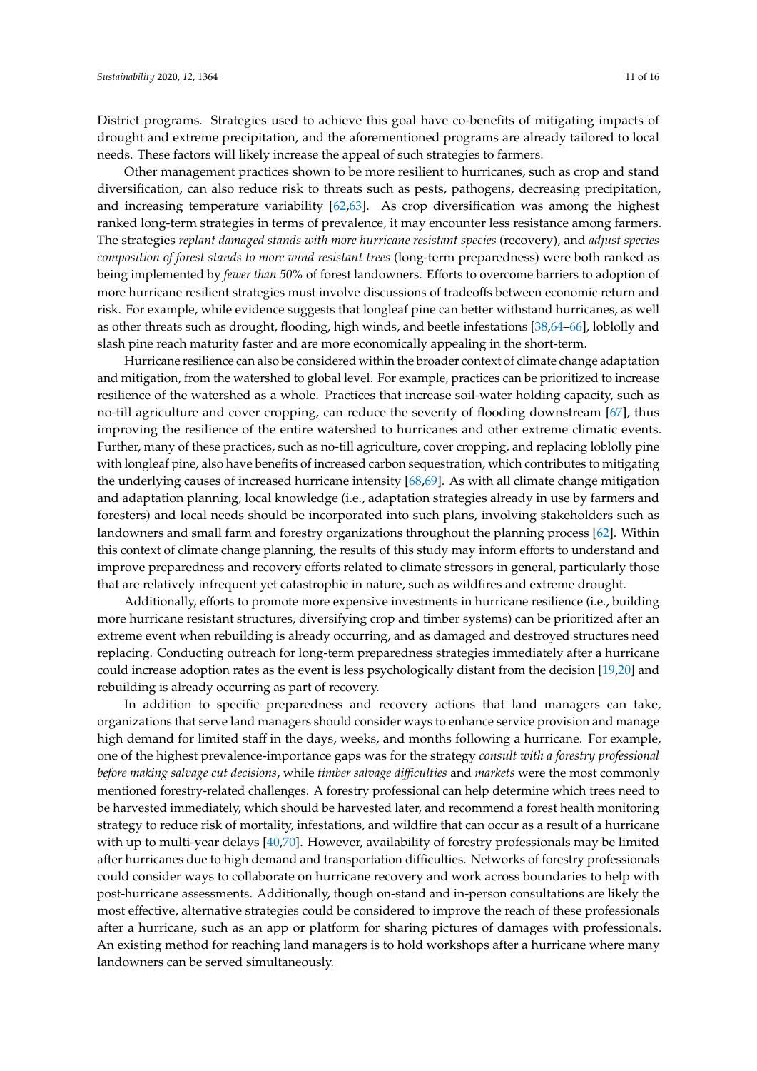District programs. Strategies used to achieve this goal have co-benefits of mitigating impacts of drought and extreme precipitation, and the aforementioned programs are already tailored to local needs. These factors will likely increase the appeal of such strategies to farmers.

Other management practices shown to be more resilient to hurricanes, such as crop and stand diversification, can also reduce risk to threats such as pests, pathogens, decreasing precipitation, and increasing temperature variability [62,63]. As crop diversification was among the highest ranked long-term strategies in terms of prevalence, it may encounter less resistance among farmers. The strategies *replant damaged stands with more hurricane resistant species* (recovery), and *adjust species composition of forest stands to more wind resistant trees* (long-term preparedness) were both ranked as being implemented by *fewer than 50%* of forest landowners. Efforts to overcome barriers to adoption of more hurricane resilient strategies must involve discussions of tradeoffs between economic return and risk. For example, while evidence suggests that longleaf pine can better withstand hurricanes, as well as other threats such as drought, flooding, high winds, and beetle infestations [38,64–66], loblolly and slash pine reach maturity faster and are more economically appealing in the short-term.

Hurricane resilience can also be considered within the broader context of climate change adaptation and mitigation, from the watershed to global level. For example, practices can be prioritized to increase resilience of the watershed as a whole. Practices that increase soil-water holding capacity, such as no-till agriculture and cover cropping, can reduce the severity of flooding downstream [67], thus improving the resilience of the entire watershed to hurricanes and other extreme climatic events. Further, many of these practices, such as no-till agriculture, cover cropping, and replacing loblolly pine with longleaf pine, also have benefits of increased carbon sequestration, which contributes to mitigating the underlying causes of increased hurricane intensity [68,69]. As with all climate change mitigation and adaptation planning, local knowledge (i.e., adaptation strategies already in use by farmers and foresters) and local needs should be incorporated into such plans, involving stakeholders such as landowners and small farm and forestry organizations throughout the planning process [62]. Within this context of climate change planning, the results of this study may inform efforts to understand and improve preparedness and recovery efforts related to climate stressors in general, particularly those that are relatively infrequent yet catastrophic in nature, such as wildfires and extreme drought.

Additionally, efforts to promote more expensive investments in hurricane resilience (i.e., building more hurricane resistant structures, diversifying crop and timber systems) can be prioritized after an extreme event when rebuilding is already occurring, and as damaged and destroyed structures need replacing. Conducting outreach for long-term preparedness strategies immediately after a hurricane could increase adoption rates as the event is less psychologically distant from the decision [19,20] and rebuilding is already occurring as part of recovery.

In addition to specific preparedness and recovery actions that land managers can take, organizations that serve land managers should consider ways to enhance service provision and manage high demand for limited staff in the days, weeks, and months following a hurricane. For example, one of the highest prevalence-importance gaps was for the strategy *consult with a forestry professional before making salvage cut decisions*, while *timber salvage difficulties* and *markets* were the most commonly mentioned forestry-related challenges. A forestry professional can help determine which trees need to be harvested immediately, which should be harvested later, and recommend a forest health monitoring strategy to reduce risk of mortality, infestations, and wildfire that can occur as a result of a hurricane with up to multi-year delays [40,70]. However, availability of forestry professionals may be limited after hurricanes due to high demand and transportation difficulties. Networks of forestry professionals could consider ways to collaborate on hurricane recovery and work across boundaries to help with post-hurricane assessments. Additionally, though on-stand and in-person consultations are likely the most effective, alternative strategies could be considered to improve the reach of these professionals after a hurricane, such as an app or platform for sharing pictures of damages with professionals. An existing method for reaching land managers is to hold workshops after a hurricane where many landowners can be served simultaneously.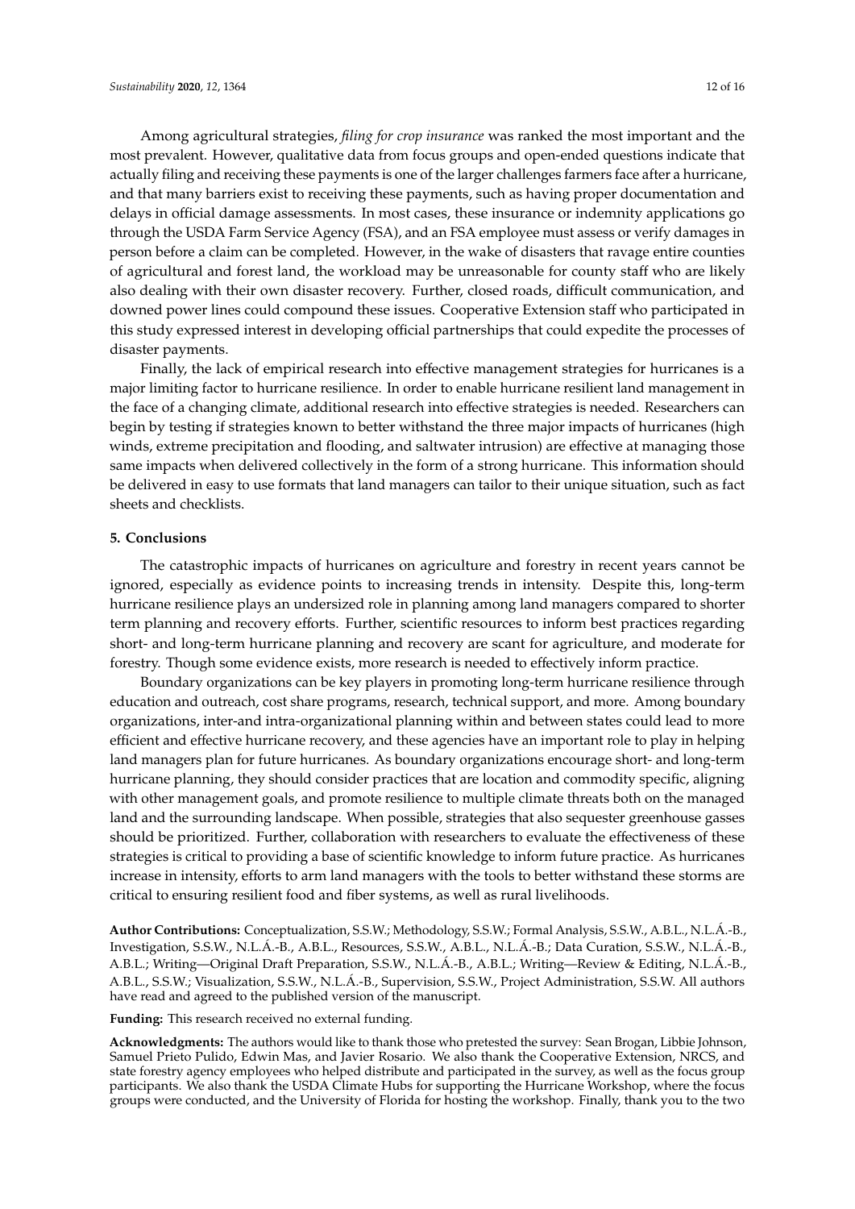Among agricultural strategies, *filing for crop insurance* was ranked the most important and the most prevalent. However, qualitative data from focus groups and open-ended questions indicate that actually filing and receiving these payments is one of the larger challenges farmers face after a hurricane, and that many barriers exist to receiving these payments, such as having proper documentation and delays in official damage assessments. In most cases, these insurance or indemnity applications go through the USDA Farm Service Agency (FSA), and an FSA employee must assess or verify damages in person before a claim can be completed. However, in the wake of disasters that ravage entire counties of agricultural and forest land, the workload may be unreasonable for county staff who are likely also dealing with their own disaster recovery. Further, closed roads, difficult communication, and downed power lines could compound these issues. Cooperative Extension staff who participated in this study expressed interest in developing official partnerships that could expedite the processes of disaster payments.

Finally, the lack of empirical research into effective management strategies for hurricanes is a major limiting factor to hurricane resilience. In order to enable hurricane resilient land management in the face of a changing climate, additional research into effective strategies is needed. Researchers can begin by testing if strategies known to better withstand the three major impacts of hurricanes (high winds, extreme precipitation and flooding, and saltwater intrusion) are effective at managing those same impacts when delivered collectively in the form of a strong hurricane. This information should be delivered in easy to use formats that land managers can tailor to their unique situation, such as fact sheets and checklists.

## 5. Conclusions

The catastrophic impacts of hurricanes on agriculture and forestry in recent years cannot be ignored, especially as evidence points to increasing trends in intensity. Despite this, long-term hurricane resilience plays an undersized role in planning among land managers compared to shorter term planning and recovery efforts. Further, scientific resources to inform best practices regarding short- and long-term hurricane planning and recovery are scant for agriculture, and moderate for forestry. Though some evidence exists, more research is needed to effectively inform practice.

Boundary organizations can be key players in promoting long-term hurricane resilience through education and outreach, cost share programs, research, technical support, and more. Among boundary organizations, inter-and intra-organizational planning within and between states could lead to more efficient and effective hurricane recovery, and these agencies have an important role to play in helping land managers plan for future hurricanes. As boundary organizations encourage short- and long-term hurricane planning, they should consider practices that are location and commodity specific, aligning with other management goals, and promote resilience to multiple climate threats both on the managed land and the surrounding landscape. When possible, strategies that also sequester greenhouse gasses should be prioritized. Further, collaboration with researchers to evaluate the effectiveness of these strategies is critical to providing a base of scientific knowledge to inform future practice. As hurricanes increase in intensity, efforts to arm land managers with the tools to better withstand these storms are critical to ensuring resilient food and fiber systems, as well as rural livelihoods.

**Author Contributions:** Conceptualization, S.S.W.; Methodology, S.S.W.; Formal Analysis, S.S.W., A.B.L., N.L.Á.-B., Investigation, S.S.W., N.L.Á.-B., A.B.L., Resources, S.S.W., A.B.L., N.L.Á.-B.; Data Curation, S.S.W., N.L.Á.-B., A.B.L.; Writing—Original Draft Preparation, S.S.W., N.L.Á.-B., A.B.L.; Writing—Review & Editing, N.L.Á.-B., A.B.L., S.S.W.; Visualization, S.S.W., N.L.Á.-B., Supervision, S.S.W., Project Administration, S.S.W. All authors have read and agreed to the published version of the manuscript.

**Funding:** This research received no external funding.

**Acknowledgments:** The authors would like to thank those who pretested the survey: Sean Brogan, Libbie Johnson, Samuel Prieto Pulido, Edwin Mas, and Javier Rosario. We also thank the Cooperative Extension, NRCS, and state forestry agency employees who helped distribute and participated in the survey, as well as the focus group participants. We also thank the USDA Climate Hubs for supporting the Hurricane Workshop, where the focus groups were conducted, and the University of Florida for hosting the workshop. Finally, thank you to the two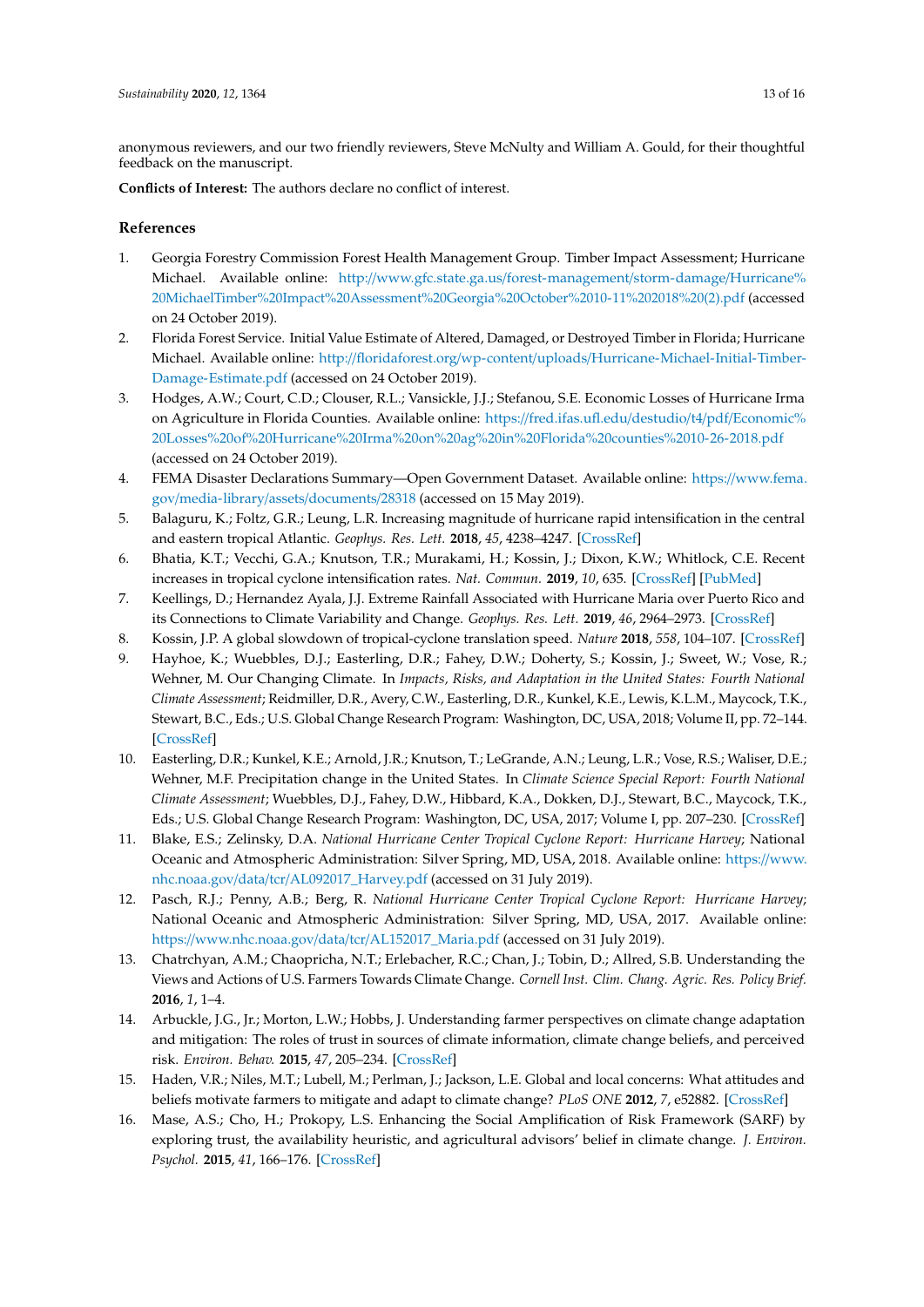anonymous reviewers, and our two friendly reviewers, Steve McNulty and William A. Gould, for their thoughtful feedback on the manuscript.

**Conflicts of Interest:** The authors declare no conflict of interest.

## References

1. Georgia Forestry Commission Forest Health Management Group. Timber Impact Assessment; Hurricane Michael. Available online: http://www.gfc.state.ga.us/forest-management/storm-damage/Hurricane%20MichaelTimber%20Impact%20Assessment%20Georgia%20October%2010-11%202018%20(2).pdf (accessed on 24 October 2019).
2. Florida Forest Service. Initial Value Estimate of Altered, Damaged, or Destroyed Timber in Florida; Hurricane Michael. Available online: http://floridaforest.org/wp-content/uploads/Hurricane-Michael-Initial-Timber-Damage-Estimate.pdf (accessed on 24 October 2019).
3. Hodges, A.W.; Court, C.D.; Clouser, R.L.; Vansickle, J.J.; Stefanou, S.E. Economic Losses of Hurricane Irma on Agriculture in Florida Counties. Available online: https://fred.ifas.ufl.edu/destudio/t4/pdf/Economic%20Losses%20of%20Hurricane%20Irma%20on%20ag%20in%20Florida%20counties%2010-26-2018.pdf (accessed on 24 October 2019).
4. FEMA Disaster Declarations Summary—Open Government Dataset. Available online: https://www.fema.gov/media-library/assets/documents/28318 (accessed on 15 May 2019).
5. Balaguru, K.; Foltz, G.R.; Leung, L.R. Increasing magnitude of hurricane rapid intensification in the central and eastern tropical Atlantic. *Geophys. Res. Lett.* **2018**, *45*, 4238–4247. [CrossRef]
6. Bhatia, K.T.; Vecchi, G.A.; Knutson, T.R.; Murakami, H.; Kossin, J.; Dixon, K.W.; Whitlock, C.E. Recent increases in tropical cyclone intensification rates. *Nat. Commun.* **2019**, *10*, 635. [CrossRef] [PubMed]
7. Keellings, D.; Hernandez Ayala, J.J. Extreme Rainfall Associated with Hurricane Maria over Puerto Rico and its Connections to Climate Variability and Change. *Geophys. Res. Lett.* **2019**, *46*, 2964–2973. [CrossRef]
8. Kossin, J.P. A global slowdown of tropical-cyclone translation speed. *Nature* **2018**, *558*, 104–107. [CrossRef]
9. Hayhoe, K.; Wuebbles, D.J.; Easterling, D.R.; Fahey, D.W.; Doherty, S.; Kossin, J.; Sweet, W.; Vose, R.; Wehner, M. Our Changing Climate. In *Impacts, Risks, and Adaptation in the United States: Fourth National Climate Assessment*; Reidmiller, D.R., Avery, C.W., Easterling, D.R., Kunkel, K.E., Lewis, K.L.M., Maycock, T.K., Stewart, B.C., Eds.; U.S. Global Change Research Program: Washington, DC, USA, 2018; Volume II, pp. 72–144. [CrossRef]
10. Easterling, D.R.; Kunkel, K.E.; Arnold, J.R.; Knutson, T.; LeGrande, A.N.; Leung, L.R.; Vose, R.S.; Waliser, D.E.; Wehner, M.F. Precipitation change in the United States. In *Climate Science Special Report: Fourth National Climate Assessment*; Wuebbles, D.J., Fahey, D.W., Hibbard, K.A., Dokken, D.J., Stewart, B.C., Maycock, T.K., Eds.; U.S. Global Change Research Program: Washington, DC, USA, 2017; Volume I, pp. 207–230. [CrossRef]
11. Blake, E.S.; Zelinsky, D.A. *National Hurricane Center Tropical Cyclone Report: Hurricane Harvey*; National Oceanic and Atmospheric Administration: Silver Spring, MD, USA, 2018. Available online: https://www.nhc.noaa.gov/data/tcr/AL092017_Harvey.pdf (accessed on 31 July 2019).
12. Pasch, R.J.; Penny, A.B.; Berg, R. *National Hurricane Center Tropical Cyclone Report: Hurricane Harvey*; National Oceanic and Atmospheric Administration: Silver Spring, MD, USA, 2017. Available online: https://www.nhc.noaa.gov/data/tcr/AL152017_Maria.pdf (accessed on 31 July 2019).
13. Chatrchyan, A.M.; Chaopricha, N.T.; Erlebacher, R.C.; Chan, J.; Tobin, D.; Allred, S.B. Understanding the Views and Actions of U.S. Farmers Towards Climate Change. *Cornell Inst. Clim. Chang. Agric. Res. Policy Brief.* **2016**, *1*, 1–4.
14. Arbuckle, J.G., Jr.; Morton, L.W.; Hobbs, J. Understanding farmer perspectives on climate change adaptation and mitigation: The roles of trust in sources of climate information, climate change beliefs, and perceived risk. *Environ. Behav.* **2015**, *47*, 205–234. [CrossRef]
15. Haden, V.R.; Niles, M.T.; Lubell, M.; Perlman, J.; Jackson, L.E. Global and local concerns: What attitudes and beliefs motivate farmers to mitigate and adapt to climate change? *PLoS ONE* **2012**, *7*, e52882. [CrossRef]
16. Mase, A.S.; Cho, H.; Prokopy, L.S. Enhancing the Social Amplification of Risk Framework (SARF) by exploring trust, the availability heuristic, and agricultural advisors' belief in climate change. *J. Environ. Psychol.* **2015**, *41*, 166–176. [CrossRef]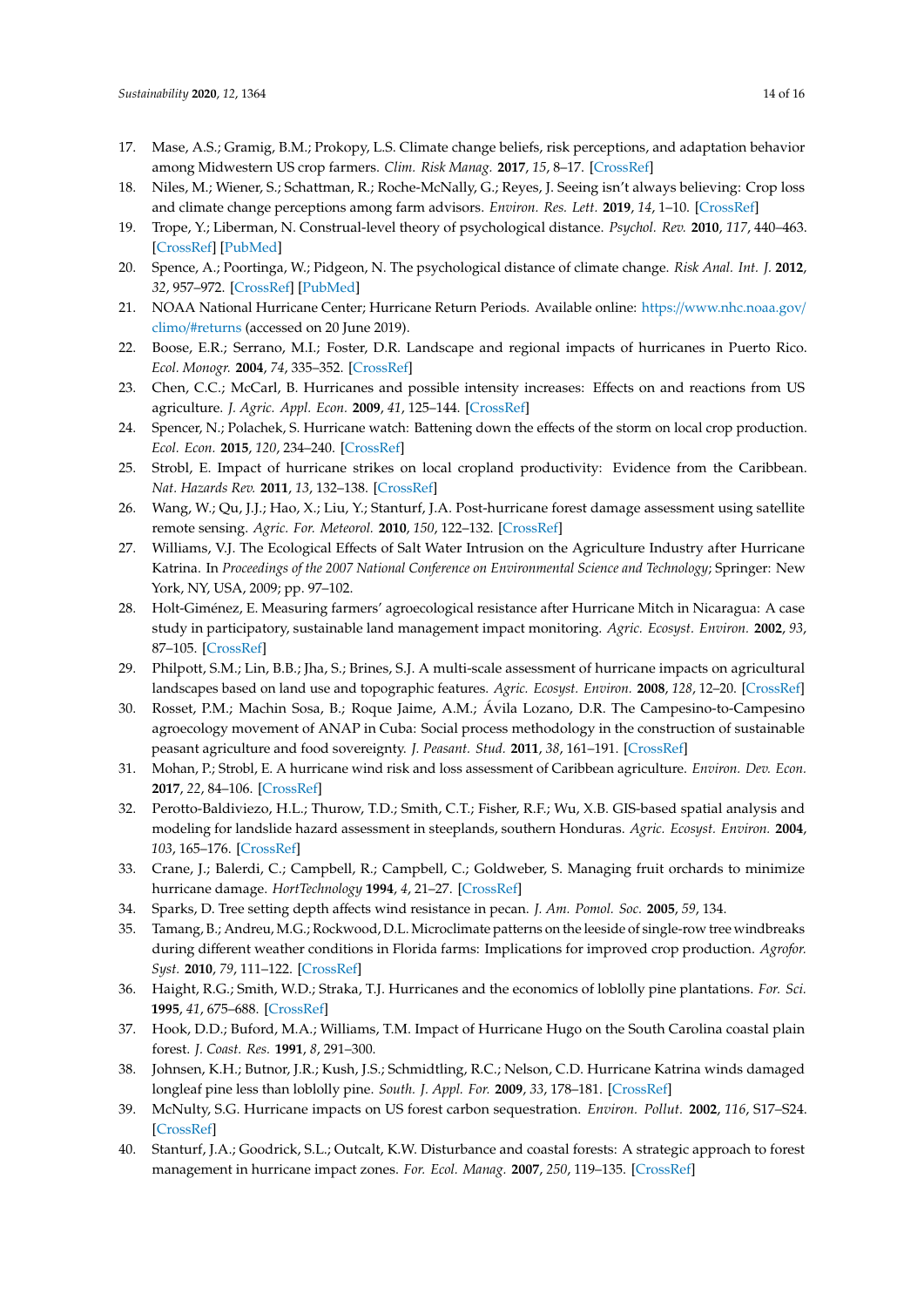17. Mase, A.S.; Gramig, B.M.; Prokopy, L.S. Climate change beliefs, risk perceptions, and adaptation behavior among Midwestern US crop farmers. *Clim. Risk Manag.* **2017**, *15*, 8–17. [CrossRef]
18. Niles, M.; Wiener, S.; Schattman, R.; Roche-McNally, G.; Reyes, J. Seeing isn't always believing: Crop loss and climate change perceptions among farm advisors. *Environ. Res. Lett.* **2019**, *14*, 1–10. [CrossRef]
19. Trope, Y.; Liberman, N. Construal-level theory of psychological distance. *Psychol. Rev.* **2010**, *117*, 440–463. [CrossRef] [PubMed]
20. Spence, A.; Poortinga, W.; Pidgeon, N. The psychological distance of climate change. *Risk Anal. Int. J.* **2012**, *32*, 957–972. [CrossRef] [PubMed]
21. NOAA National Hurricane Center; Hurricane Return Periods. Available online: https://www.nhc.noaa.gov/climo/#returns (accessed on 20 June 2019).
22. Boose, E.R.; Serrano, M.I.; Foster, D.R. Landscape and regional impacts of hurricanes in Puerto Rico. *Ecol. Monogr.* **2004**, *74*, 335–352. [CrossRef]
23. Chen, C.C.; McCarl, B. Hurricanes and possible intensity increases: Effects on and reactions from US agriculture. *J. Agric. Appl. Econ.* **2009**, *41*, 125–144. [CrossRef]
24. Spencer, N.; Polachek, S. Hurricane watch: Battening down the effects of the storm on local crop production. *Ecol. Econ.* **2015**, *120*, 234–240. [CrossRef]
25. Strobl, E. Impact of hurricane strikes on local cropland productivity: Evidence from the Caribbean. *Nat. Hazards Rev.* **2011**, *13*, 132–138. [CrossRef]
26. Wang, W.; Qu, J.J.; Hao, X.; Liu, Y.; Stanturf, J.A. Post-hurricane forest damage assessment using satellite remote sensing. *Agric. For. Meteorol.* **2010**, *150*, 122–132. [CrossRef]
27. Williams, V.J. The Ecological Effects of Salt Water Intrusion on the Agriculture Industry after Hurricane Katrina. In *Proceedings of the 2007 National Conference on Environmental Science and Technology*; Springer: New York, NY, USA, 2009; pp. 97–102.
28. Holt-Giménez, E. Measuring farmers' agroecological resistance after Hurricane Mitch in Nicaragua: A case study in participatory, sustainable land management impact monitoring. *Agric. Ecosyst. Environ.* **2002**, *93*, 87–105. [CrossRef]
29. Philpott, S.M.; Lin, B.B.; Jha, S.; Brines, S.J. A multi-scale assessment of hurricane impacts on agricultural landscapes based on land use and topographic features. *Agric. Ecosyst. Environ.* **2008**, *128*, 12–20. [CrossRef]
30. Rosset, P.M.; Machin Sosa, B.; Roque Jaime, A.M.; Ávila Lozano, D.R. The Campesino-to-Campesino agroecology movement of ANAP in Cuba: Social process methodology in the construction of sustainable peasant agriculture and food sovereignty. *J. Peasant. Stud.* **2011**, *38*, 161–191. [CrossRef]
31. Mohan, P.; Strobl, E. A hurricane wind risk and loss assessment of Caribbean agriculture. *Environ. Dev. Econ.* **2017**, *22*, 84–106. [CrossRef]
32. Perotto-Baldiviezo, H.L.; Thurow, T.D.; Smith, C.T.; Fisher, R.F.; Wu, X.B. GIS-based spatial analysis and modeling for landslide hazard assessment in steeplands, southern Honduras. *Agric. Ecosyst. Environ.* **2004**, *103*, 165–176. [CrossRef]
33. Crane, J.; Balerdi, C.; Campbell, R.; Campbell, C.; Goldweber, S. Managing fruit orchards to minimize hurricane damage. *HortTechnology* **1994**, *4*, 21–27. [CrossRef]
34. Sparks, D. Tree setting depth affects wind resistance in pecan. *J. Am. Pomol. Soc.* **2005**, *59*, 134.
35. Tamang, B.; Andreu, M.G.; Rockwood, D.L. Microclimate patterns on the leeside of single-row tree windbreaks during different weather conditions in Florida farms: Implications for improved crop production. *Agrofor. Syst.* **2010**, *79*, 111–122. [CrossRef]
36. Haight, R.G.; Smith, W.D.; Straka, T.J. Hurricanes and the economics of loblolly pine plantations. *For. Sci.* **1995**, *41*, 675–688. [CrossRef]
37. Hook, D.D.; Buford, M.A.; Williams, T.M. Impact of Hurricane Hugo on the South Carolina coastal plain forest. *J. Coast. Res.* **1991**, *8*, 291–300.
38. Johnsen, K.H.; Butnor, J.R.; Kush, J.S.; Schmidtling, R.C.; Nelson, C.D. Hurricane Katrina winds damaged longleaf pine less than loblolly pine. *South. J. Appl. For.* **2009**, *33*, 178–181. [CrossRef]
39. McNulty, S.G. Hurricane impacts on US forest carbon sequestration. *Environ. Pollut.* **2002**, *116*, S17–S24. [CrossRef]
40. Stanturf, J.A.; Goodrick, S.L.; Outcalt, K.W. Disturbance and coastal forests: A strategic approach to forest management in hurricane impact zones. *For. Ecol. Manag.* **2007**, *250*, 119–135. [CrossRef]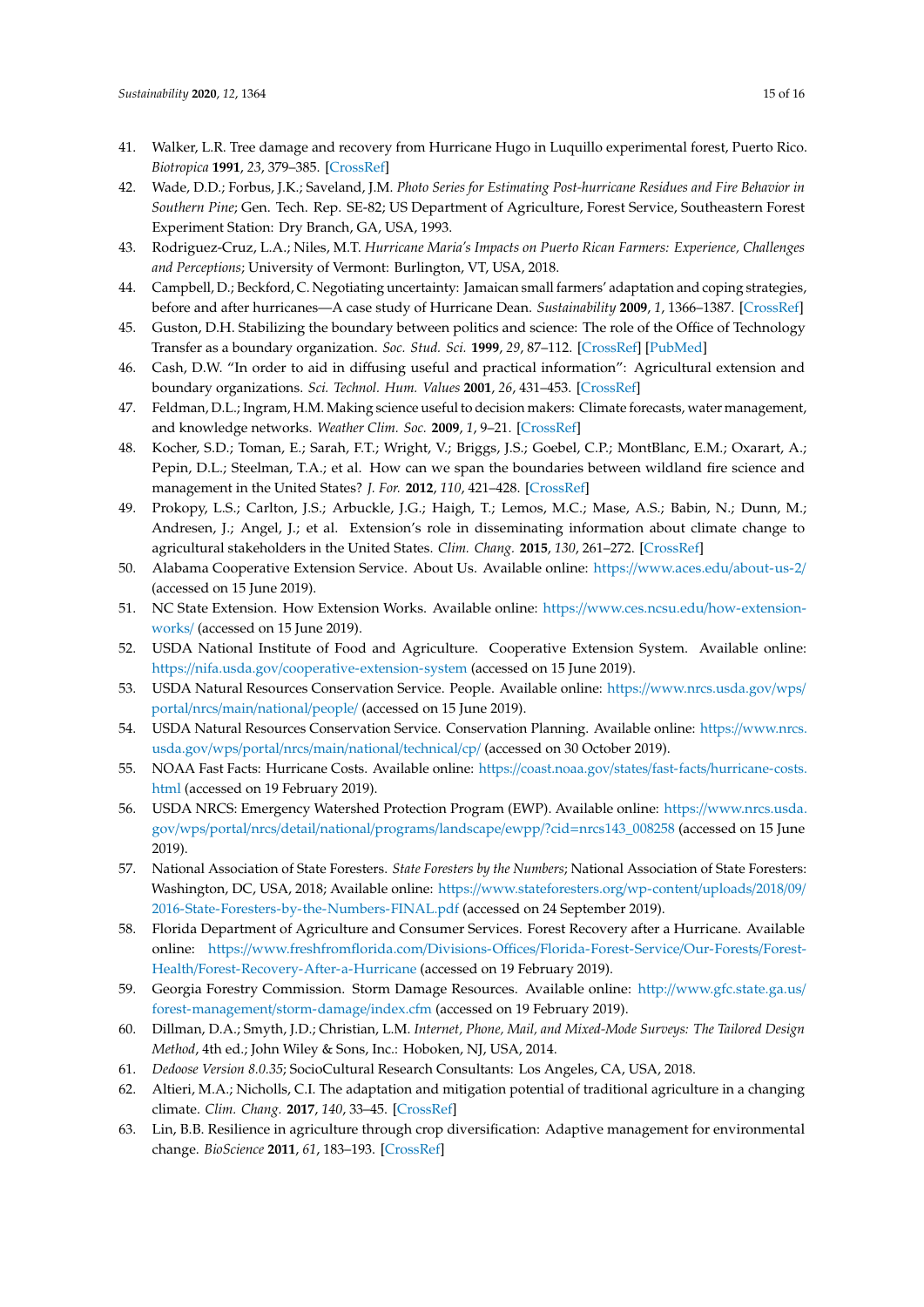41. Walker, L.R. Tree damage and recovery from Hurricane Hugo in Luquillo experimental forest, Puerto Rico. *Biotropica* **1991**, *23*, 379–385. [CrossRef]
42. Wade, D.D.; Forbus, J.K.; Saveland, J.M. *Photo Series for Estimating Post-hurricane Residues and Fire Behavior in Southern Pine*; Gen. Tech. Rep. SE-82; US Department of Agriculture, Forest Service, Southeastern Forest Experiment Station: Dry Branch, GA, USA, 1993.
43. Rodriguez-Cruz, L.A.; Niles, M.T. *Hurricane Maria's Impacts on Puerto Rican Farmers: Experience, Challenges and Perceptions*; University of Vermont: Burlington, VT, USA, 2018.
44. Campbell, D.; Beckford, C. Negotiating uncertainty: Jamaican small farmers' adaptation and coping strategies, before and after hurricanes—A case study of Hurricane Dean. *Sustainability* **2009**, *1*, 1366–1387. [CrossRef]
45. Guston, D.H. Stabilizing the boundary between politics and science: The role of the Office of Technology Transfer as a boundary organization. *Soc. Stud. Sci.* **1999**, *29*, 87–112. [CrossRef] [PubMed]
46. Cash, D.W. "In order to aid in diffusing useful and practical information": Agricultural extension and boundary organizations. *Sci. Technol. Hum. Values* **2001**, *26*, 431–453. [CrossRef]
47. Feldman, D.L.; Ingram, H.M. Making science useful to decision makers: Climate forecasts, water management, and knowledge networks. *Weather Clim. Soc.* **2009**, *1*, 9–21. [CrossRef]
48. Kocher, S.D.; Toman, E.; Sarah, F.T.; Wright, V.; Briggs, J.S.; Goebel, C.P.; MontBlanc, E.M.; Oxarart, A.; Pepin, D.L.; Steelman, T.A.; et al. How can we span the boundaries between wildland fire science and management in the United States? *J. For.* **2012**, *110*, 421–428. [CrossRef]
49. Prokopy, L.S.; Carlton, J.S.; Arbuckle, J.G.; Haigh, T.; Lemos, M.C.; Mase, A.S.; Babin, N.; Dunn, M.; Andresen, J.; Angel, J.; et al. Extension's role in disseminating information about climate change to agricultural stakeholders in the United States. *Clim. Chang.* **2015**, *130*, 261–272. [CrossRef]
50. Alabama Cooperative Extension Service. About Us. Available online: https://www.aces.edu/about-us-2/ (accessed on 15 June 2019).
51. NC State Extension. How Extension Works. Available online: https://www.ces.ncsu.edu/how-extension-works/ (accessed on 15 June 2019).
52. USDA National Institute of Food and Agriculture. Cooperative Extension System. Available online: https://nifa.usda.gov/cooperative-extension-system (accessed on 15 June 2019).
53. USDA Natural Resources Conservation Service. People. Available online: https://www.nrcs.usda.gov/wps/portal/nrcs/main/national/people/ (accessed on 15 June 2019).
54. USDA Natural Resources Conservation Service. Conservation Planning. Available online: https://www.nrcs.usda.gov/wps/portal/nrcs/main/national/technical/cp/ (accessed on 30 October 2019).
55. NOAA Fast Facts: Hurricane Costs. Available online: https://coast.noaa.gov/states/fast-facts/hurricane-costs.html (accessed on 19 February 2019).
56. USDA NRCS: Emergency Watershed Protection Program (EWP). Available online: https://www.nrcs.usda.gov/wps/portal/nrcs/detail/national/programs/landscape/ewpp/?cid=nrcs143_008258 (accessed on 15 June 2019).
57. National Association of State Foresters. *State Foresters by the Numbers*; National Association of State Foresters: Washington, DC, USA, 2018; Available online: https://www.stateforesters.org/wp-content/uploads/2018/09/2016-State-Foresters-by-the-Numbers-FINAL.pdf (accessed on 24 September 2019).
58. Florida Department of Agriculture and Consumer Services. Forest Recovery after a Hurricane. Available online: https://www.freshfromflorida.com/Divisions-Offices/Florida-Forest-Service/Our-Forests/Forest-Health/Forest-Recovery-After-a-Hurricane (accessed on 19 February 2019).
59. Georgia Forestry Commission. Storm Damage Resources. Available online: http://www.gfc.state.ga.us/forest-management/storm-damage/index.cfm (accessed on 19 February 2019).
60. Dillman, D.A.; Smyth, J.D.; Christian, L.M. *Internet, Phone, Mail, and Mixed-Mode Surveys: The Tailored Design Method*, 4th ed.; John Wiley & Sons, Inc.: Hoboken, NJ, USA, 2014.
61. *Dedoose Version 8.0.35*; SocioCultural Research Consultants: Los Angeles, CA, USA, 2018.
62. Altieri, M.A.; Nicholls, C.I. The adaptation and mitigation potential of traditional agriculture in a changing climate. *Clim. Chang.* **2017**, *140*, 33–45. [CrossRef]
63. Lin, B.B. Resilience in agriculture through crop diversification: Adaptive management for environmental change. *BioScience* **2011**, *61*, 183–193. [CrossRef]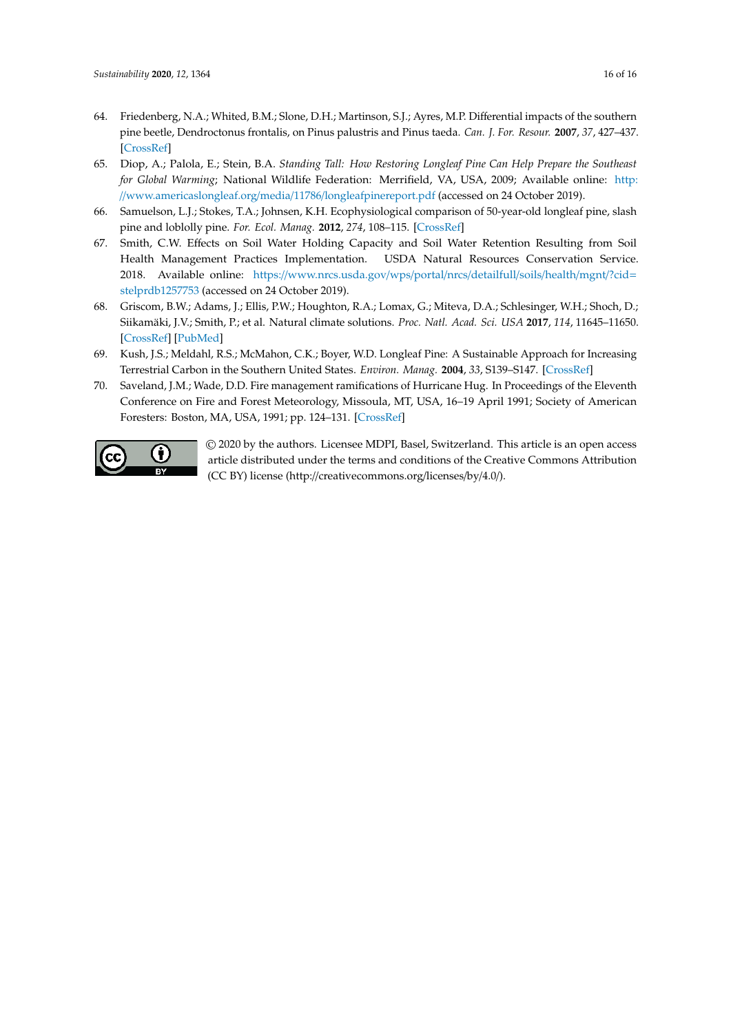64. Friedenberg, N.A.; Whited, B.M.; Slone, D.H.; Martinson, S.J.; Ayres, M.P. Differential impacts of the southern pine beetle, Dendroctonus frontalis, on Pinus palustris and Pinus taeda. *Can. J. For. Resour.* **2007**, *37*, 427–437. [CrossRef]
65. Diop, A.; Palola, E.; Stein, B.A. *Standing Tall: How Restoring Longleaf Pine Can Help Prepare the Southeast for Global Warming*; National Wildlife Federation: Merrifield, VA, USA, 2009; Available online: http://www.americaslongleaf.org/media/11786/longleafpinereport.pdf (accessed on 24 October 2019).
66. Samuelson, L.J.; Stokes, T.A.; Johnsen, K.H. Ecophysiological comparison of 50-year-old longleaf pine, slash pine and loblolly pine. *For. Ecol. Manag.* **2012**, *274*, 108–115. [CrossRef]
67. Smith, C.W. Effects on Soil Water Holding Capacity and Soil Water Retention Resulting from Soil Health Management Practices Implementation. USDA Natural Resources Conservation Service. 2018. Available online: https://www.nrcs.usda.gov/wps/portal/nrcs/detailfull/soils/health/mgnt/?cid=stelprdb1257753 (accessed on 24 October 2019).
68. Griscom, B.W.; Adams, J.; Ellis, P.W.; Houghton, R.A.; Lomax, G.; Miteva, D.A.; Schlesinger, W.H.; Shoch, D.; Siikamäki, J.V.; Smith, P.; et al. Natural climate solutions. *Proc. Natl. Acad. Sci. USA* **2017**, *114*, 11645–11650. [CrossRef] [PubMed]
69. Kush, J.S.; Meldahl, R.S.; McMahon, C.K.; Boyer, W.D. Longleaf Pine: A Sustainable Approach for Increasing Terrestrial Carbon in the Southern United States. *Environ. Manag.* **2004**, *33*, S139–S147. [CrossRef]
70. Saveland, J.M.; Wade, D.D. Fire management ramifications of Hurricane Hug. In Proceedings of the Eleventh Conference on Fire and Forest Meteorology, Missoula, MT, USA, 16–19 April 1991; Society of American Foresters: Boston, MA, USA, 1991; pp. 124–131. [CrossRef]

© 2020 by the authors. Licensee MDPI, Basel, Switzerland. This article is an open access article distributed under the terms and conditions of the Creative Commons Attribution (CC BY) license (http://creativecommons.org/licenses/by/4.0/).